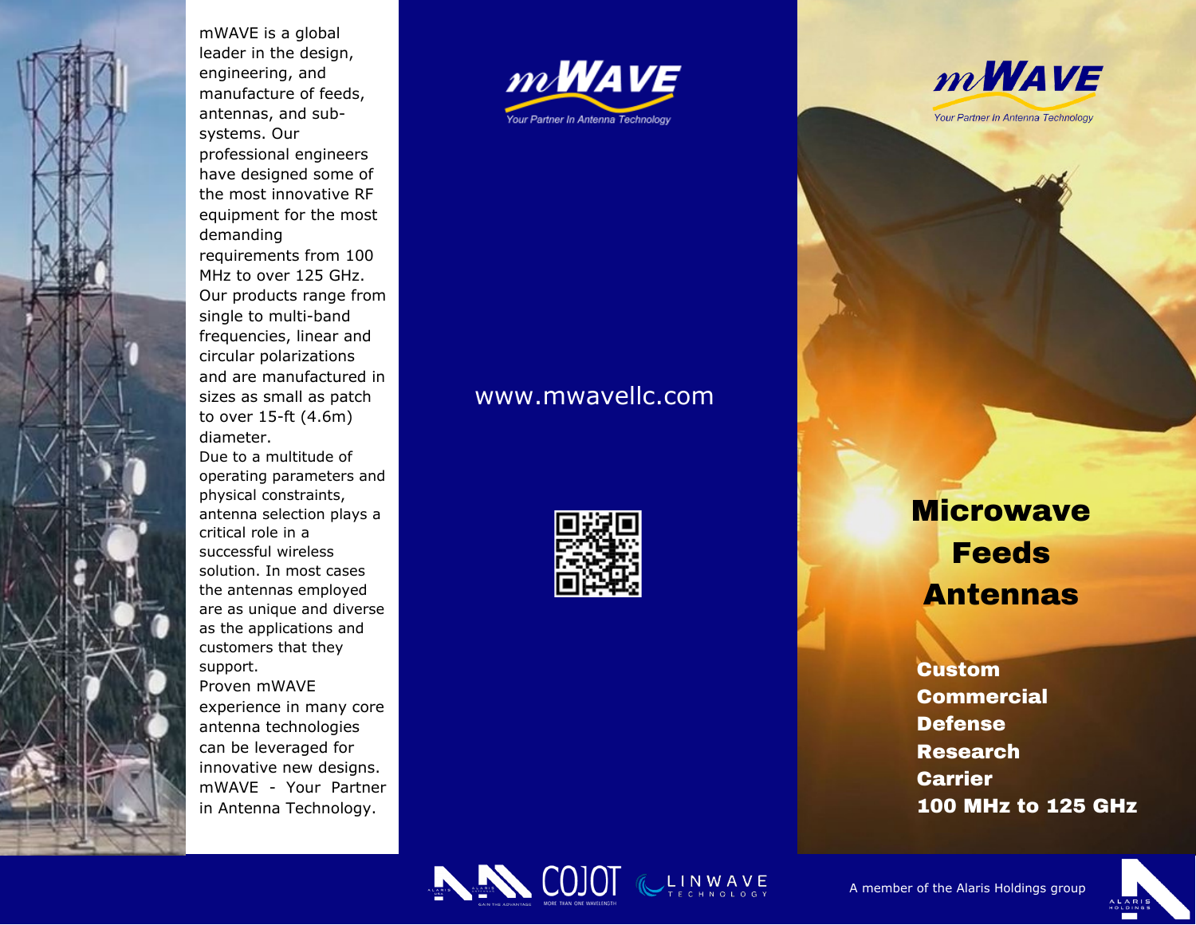mWAVE is a global leader in the design, engineering, and manufacture of feeds, antennas, and sub-systems. Our professional engineers have designed some of the most innovative RF equipment for the most demanding requirements from 100 MHz to over 125 GHz. Our products range from single to multi-band frequencies, linear and circular polarizations and are manufactured in sizes as small as patch to over 15-ft (4.6m) diameter.

Due to a multitude of operating parameters and physical constraints, antenna selection plays a critical role in a successful wireless solution. In most cases the antennas employed are as unique and diverse as the applications and customers that they support.

Proven mWAVE experience in many core antenna technologies can be leveraged for innovative new designs.

mWAVE - Your Partner in Antenna Technology.

mWAVE

*Your Partner In Antenna Technology*

www.mwavellc.com

COJOT

LINWAVE TECHNOLOGY

mWAVE

*Your Partner In Antenna Technology*

# Microwave Feeds Antennas

**Custom**
**Commercial**
**Defense**
**Research**
**Carrier**
**100 MHz to 125 GHz**

A member of the Alaris Holdings group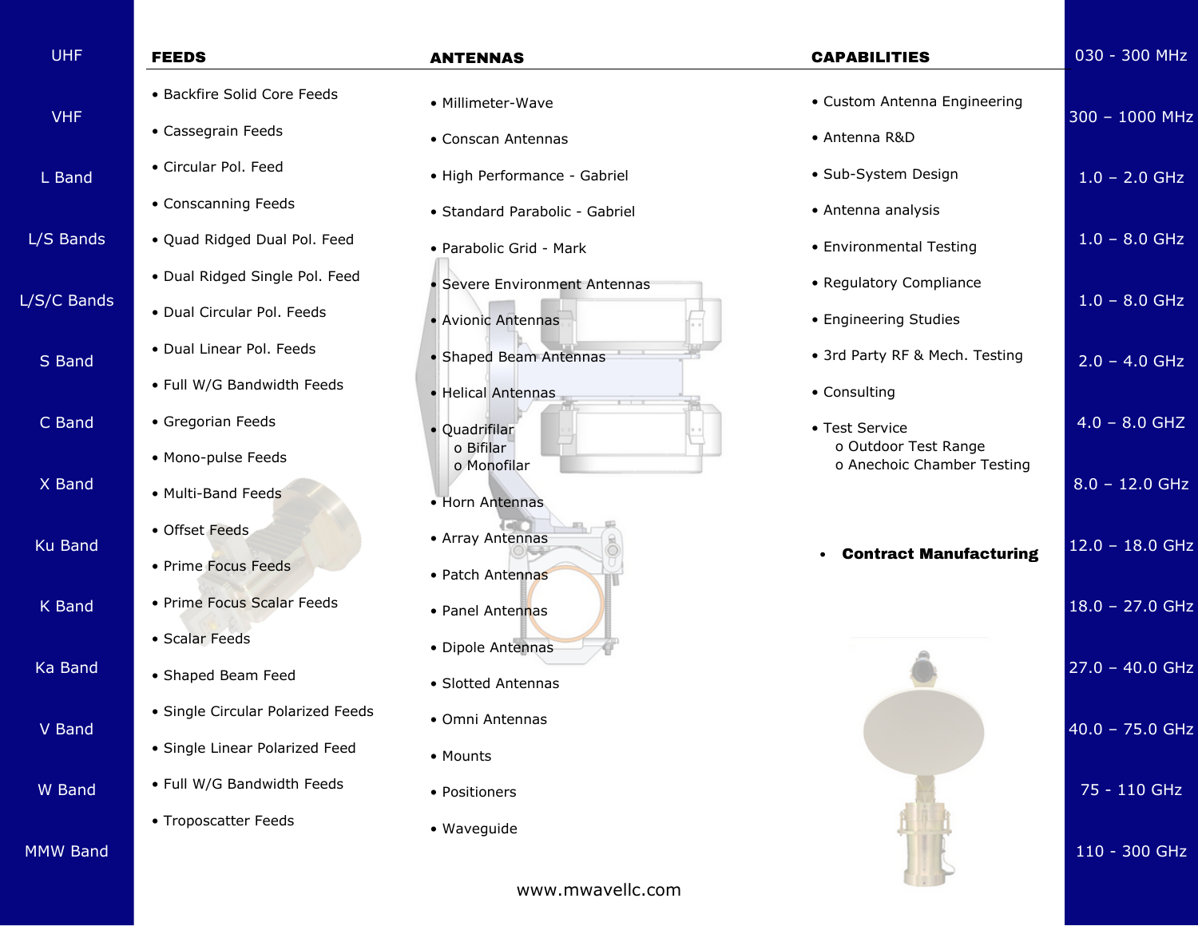| Band | Frequency |
|---|---|
| UHF | 030 - 300 MHz |
| VHF | 300 – 1000 MHz |
| L Band | 1.0 – 2.0 GHz |
| L/S Bands | 1.0 – 8.0 GHz |
| L/S/C Bands | 1.0 – 8.0 GHz |
| S Band | 2.0 – 4.0 GHz |
| C Band | 4.0 – 8.0 GHZ |
| X Band | 8.0 – 12.0 GHz |
| Ku Band | 12.0 – 18.0 GHz |
| K Band | 18.0 – 27.0 GHz |
| Ka Band | 27.0 – 40.0 GHz |
| V Band | 40.0 – 75.0 GHz |
| W Band | 75 - 110 GHz |
| MMW Band | 110 - 300 GHz |

## FEEDS

- Backfire Solid Core Feeds
- Cassegrain Feeds
- Circular Pol. Feed
- Conscanning Feeds
- Quad Ridged Dual Pol. Feed
- Dual Ridged Single Pol. Feed
- Dual Circular Pol. Feeds
- Dual Linear Pol. Feeds
- Full W/G Bandwidth Feeds
- Gregorian Feeds
- Mono-pulse Feeds
- Multi-Band Feeds
- Offset Feeds
- Prime Focus Feeds
- Prime Focus Scalar Feeds
- Scalar Feeds
- Shaped Beam Feed
- Single Circular Polarized Feeds
- Single Linear Polarized Feed
- Full W/G Bandwidth Feeds
- Troposcatter Feeds

## ANTENNAS

- Millimeter-Wave
- Conscan Antennas
- High Performance - Gabriel
- Standard Parabolic - Gabriel
- Parabolic Grid - Mark
- Severe Environment Antennas
- Avionic Antennas
- Shaped Beam Antennas
- Helical Antennas
- Quadrifilar
  - Bifilar
  - Monofilar
- Horn Antennas
- Array Antennas
- Patch Antennas
- Panel Antennas
- Dipole Antennas
- Slotted Antennas
- Omni Antennas
- Mounts
- Positioners
- Waveguide

## CAPABILITIES

- Custom Antenna Engineering
- Antenna R&D
- Sub-System Design
- Antenna analysis
- Environmental Testing
- Regulatory Compliance
- Engineering Studies
- 3rd Party RF & Mech. Testing
- Consulting
- Test Service
  - Outdoor Test Range
  - Anechoic Chamber Testing

- **Contract Manufacturing**

www.mwavellc.com